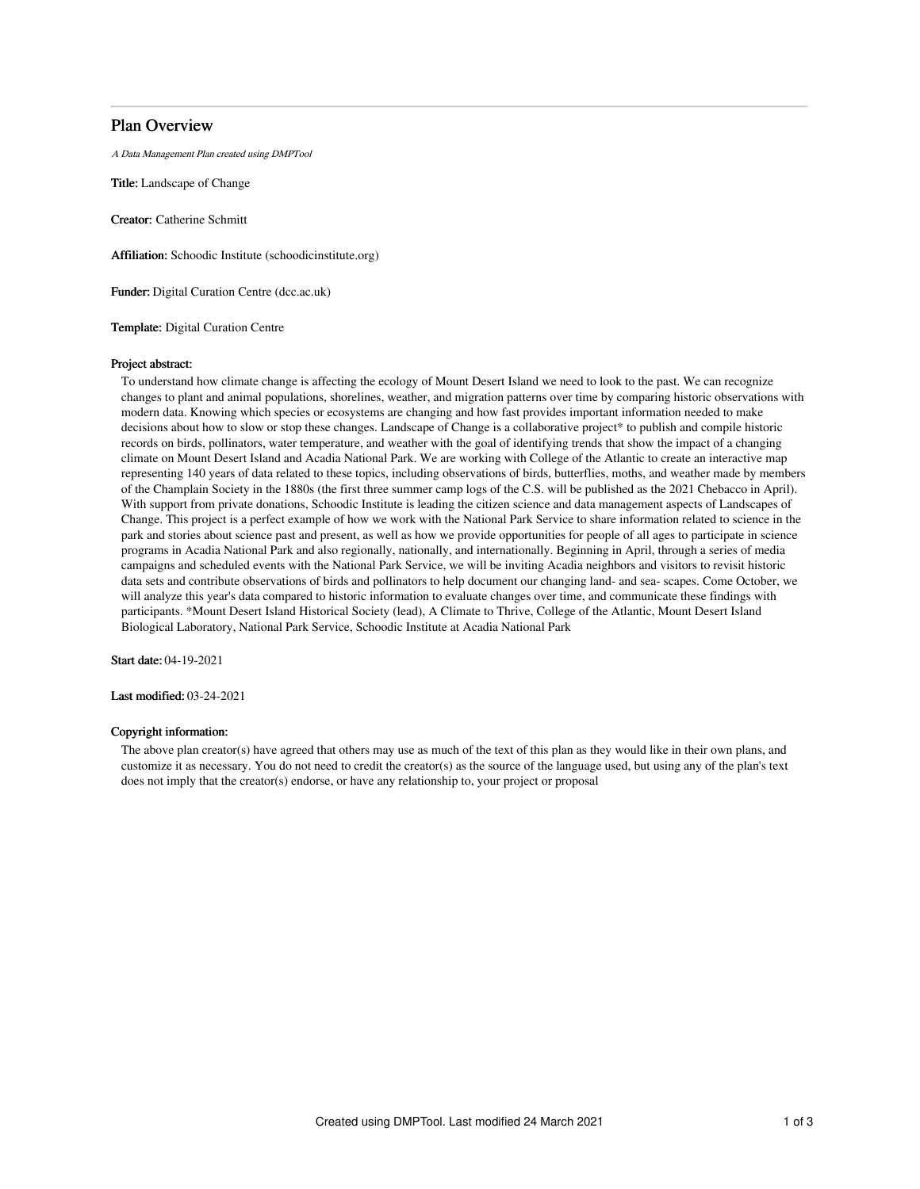# Plan Overview

*A Data Management Plan created using DMPTool*

**Title:** Landscape of Change

**Creator:** Catherine Schmitt

**Affiliation:** Schoodic Institute (schoodicinstitute.org)

**Funder:** Digital Curation Centre (dcc.ac.uk)

**Template:** Digital Curation Centre

**Project abstract:**

To understand how climate change is affecting the ecology of Mount Desert Island we need to look to the past. We can recognize changes to plant and animal populations, shorelines, weather, and migration patterns over time by comparing historic observations with modern data. Knowing which species or ecosystems are changing and how fast provides important information needed to make decisions about how to slow or stop these changes. Landscape of Change is a collaborative project* to publish and compile historic records on birds, pollinators, water temperature, and weather with the goal of identifying trends that show the impact of a changing climate on Mount Desert Island and Acadia National Park. We are working with College of the Atlantic to create an interactive map representing 140 years of data related to these topics, including observations of birds, butterflies, moths, and weather made by members of the Champlain Society in the 1880s (the first three summer camp logs of the C.S. will be published as the 2021 Chebacco in April). With support from private donations, Schoodic Institute is leading the citizen science and data management aspects of Landscapes of Change. This project is a perfect example of how we work with the National Park Service to share information related to science in the park and stories about science past and present, as well as how we provide opportunities for people of all ages to participate in science programs in Acadia National Park and also regionally, nationally, and internationally. Beginning in April, through a series of media campaigns and scheduled events with the National Park Service, we will be inviting Acadia neighbors and visitors to revisit historic data sets and contribute observations of birds and pollinators to help document our changing land- and sea- scapes. Come October, we will analyze this year's data compared to historic information to evaluate changes over time, and communicate these findings with participants. *Mount Desert Island Historical Society (lead), A Climate to Thrive, College of the Atlantic, Mount Desert Island Biological Laboratory, National Park Service, Schoodic Institute at Acadia National Park

**Start date:** 04-19-2021

**Last modified:** 03-24-2021

**Copyright information:**

The above plan creator(s) have agreed that others may use as much of the text of this plan as they would like in their own plans, and customize it as necessary. You do not need to credit the creator(s) as the source of the language used, but using any of the plan's text does not imply that the creator(s) endorse, or have any relationship to, your project or proposal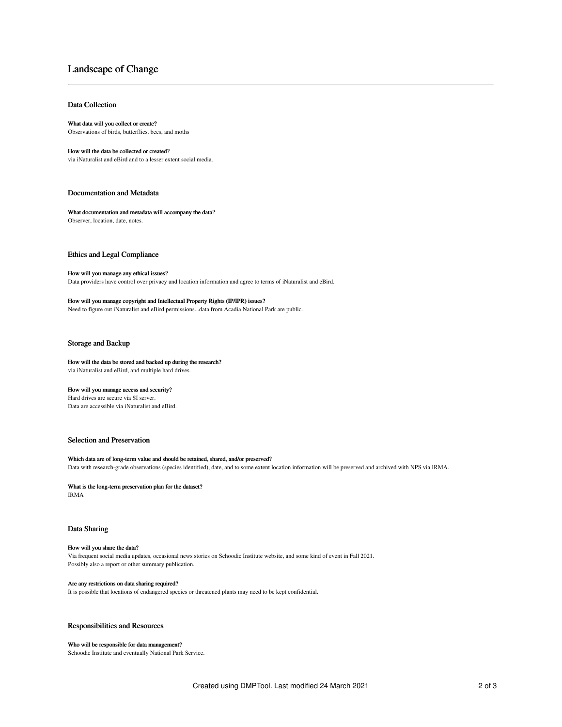# Landscape of Change

## Data Collection

**What data will you collect or create?**
Observations of birds, butterflies, bees, and moths

**How will the data be collected or created?**
via iNaturalist and eBird and to a lesser extent social media.

## Documentation and Metadata

**What documentation and metadata will accompany the data?**
Observer, location, date, notes.

## Ethics and Legal Compliance

**How will you manage any ethical issues?**
Data providers have control over privacy and location information and agree to terms of iNaturalist and eBird.

**How will you manage copyright and Intellectual Property Rights (IP/IPR) issues?**
Need to figure out iNaturalist and eBird permissions...data from Acadia National Park are public.

## Storage and Backup

**How will the data be stored and backed up during the research?**
via iNaturalist and eBird, and multiple hard drives.

**How will you manage access and security?**
Hard drives are secure via SI server.
Data are accessible via iNaturalist and eBird.

## Selection and Preservation

**Which data are of long-term value and should be retained, shared, and/or preserved?**
Data with research-grade observations (species identified), date, and to some extent location information will be preserved and archived with NPS via IRMA.

**What is the long-term preservation plan for the dataset?**
IRMA

## Data Sharing

**How will you share the data?**
Via frequent social media updates, occasional news stories on Schoodic Institute website, and some kind of event in Fall 2021.
Possibly also a report or other summary publication.

**Are any restrictions on data sharing required?**
It is possible that locations of endangered species or threatened plants may need to be kept confidential.

## Responsibilities and Resources

**Who will be responsible for data management?**
Schoodic Institute and eventually National Park Service.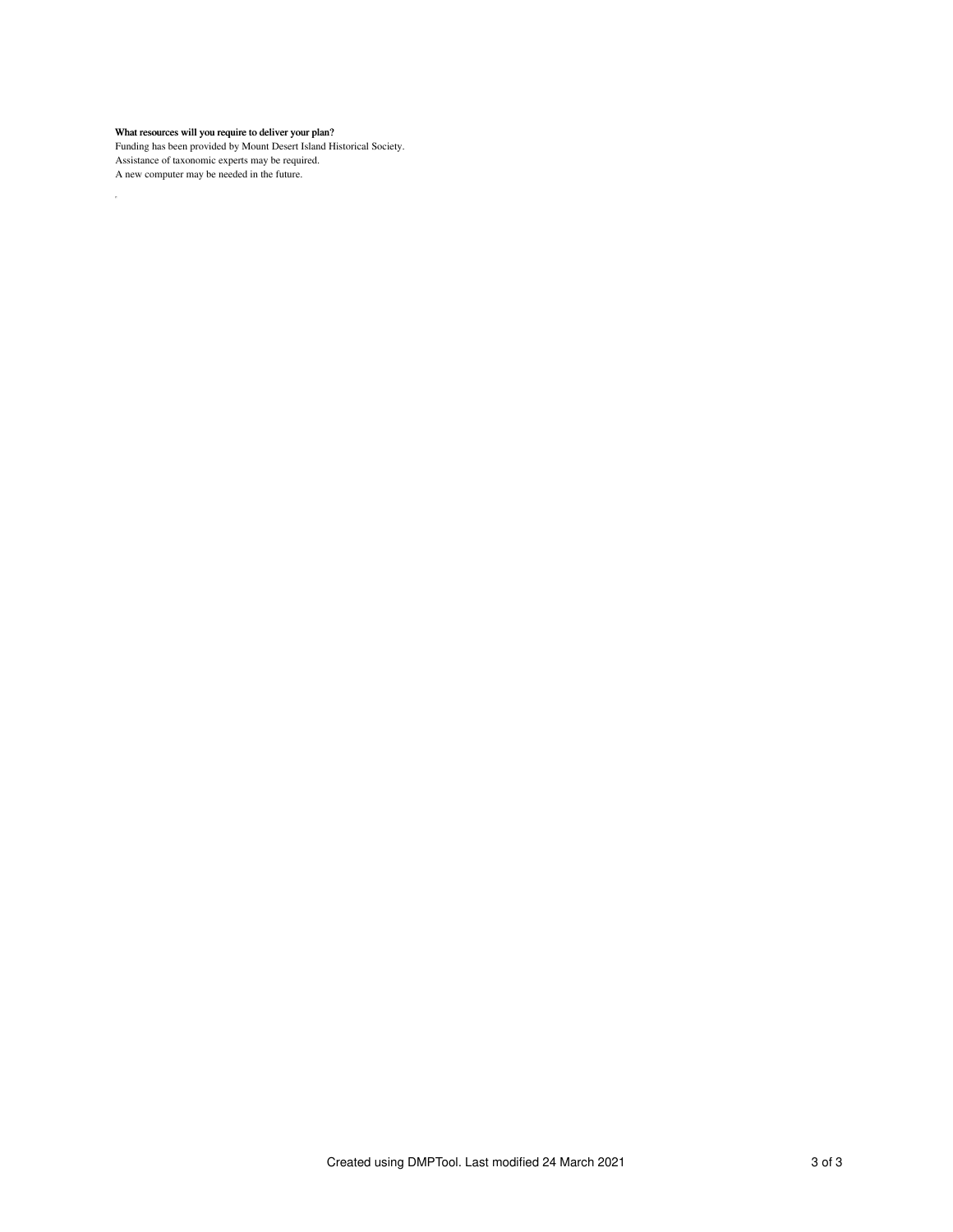**What resources will you require to deliver your plan?**

Funding has been provided by Mount Desert Island Historical Society.
Assistance of taxonomic experts may be required.
A new computer may be needed in the future.